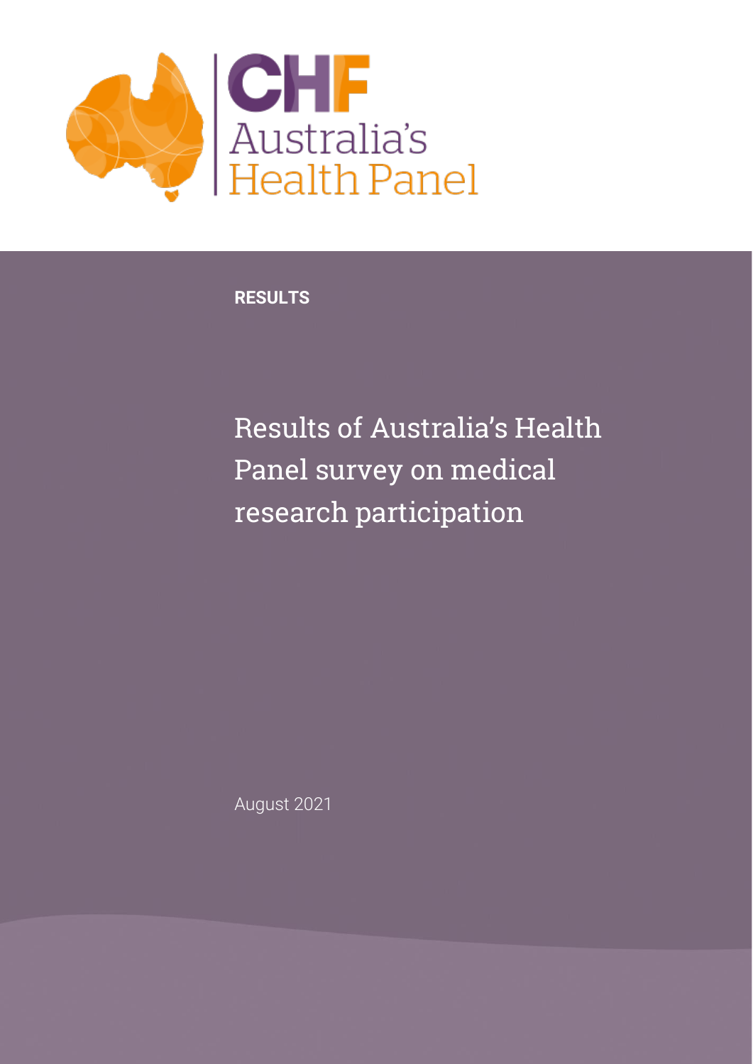CHF Australia's Health Panel

**RESULTS**

# Results of Australia's Health Panel survey on medical research participation

August 2021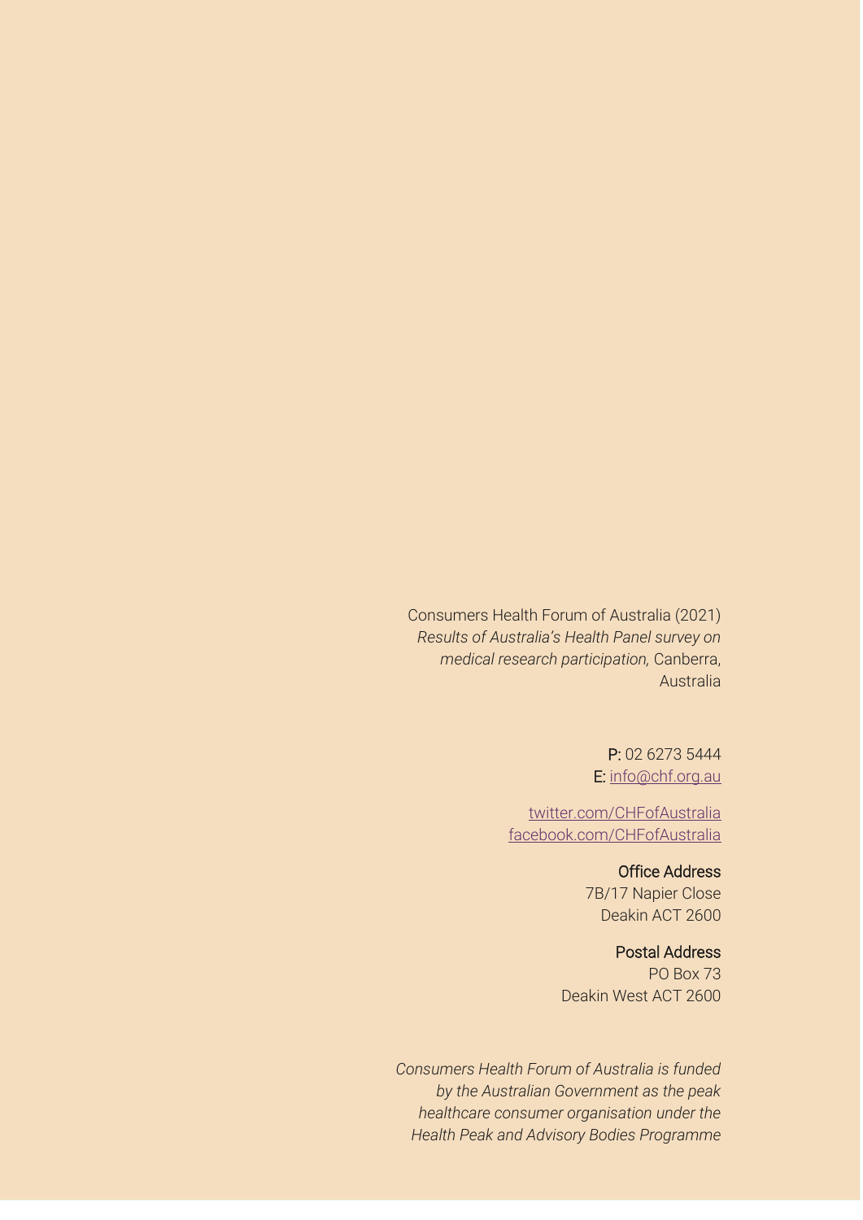Consumers Health Forum of Australia (2021) *Results of Australia's Health Panel survey on medical research participation,* Canberra, Australia

**P:** 02 6273 5444
**E:** info@chf.org.au

twitter.com/CHFofAustralia
facebook.com/CHFofAustralia

**Office Address**
7B/17 Napier Close
Deakin ACT 2600

**Postal Address**
PO Box 73
Deakin West ACT 2600

*Consumers Health Forum of Australia is funded by the Australian Government as the peak healthcare consumer organisation under the Health Peak and Advisory Bodies Programme*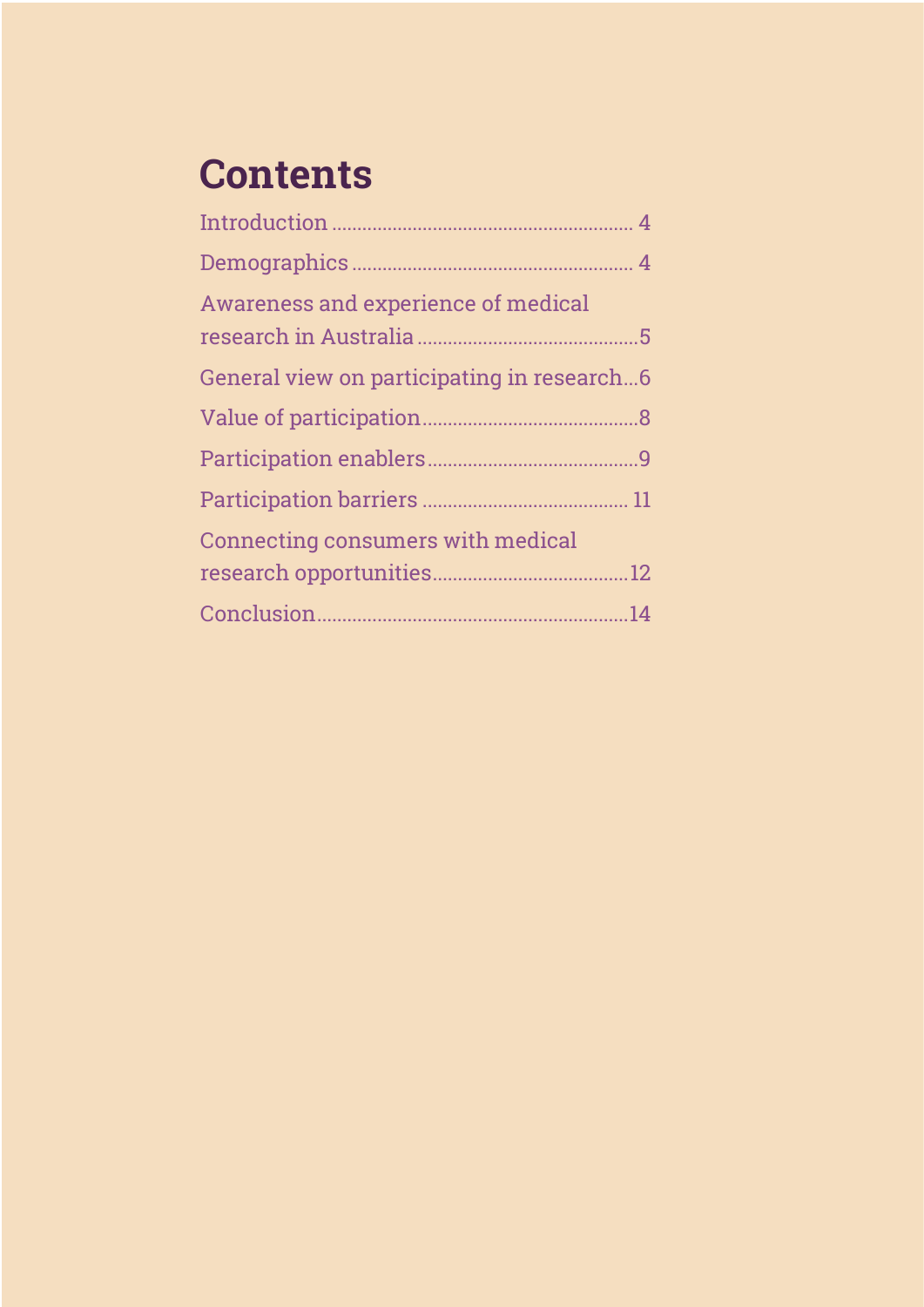# Contents

Introduction ........................................................... 4

Demographics ....................................................... 4

Awareness and experience of medical research in Australia ............................................5

General view on participating in research...6

Value of participation...........................................8

Participation enablers.........................................9

Participation barriers ........................................ 11

Connecting consumers with medical research opportunities......................................12

Conclusion.............................................................14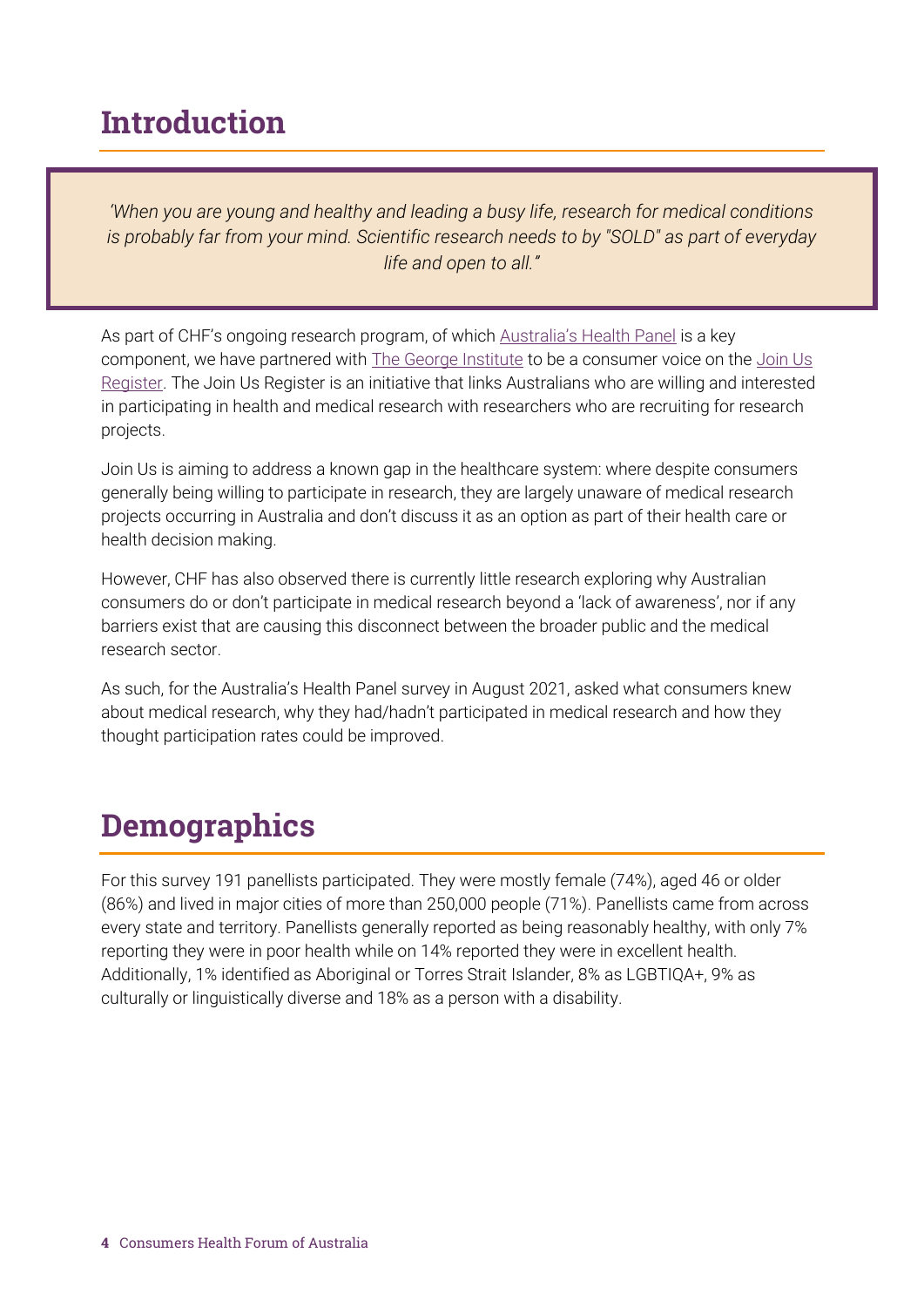# Introduction

> *'When you are young and healthy and leading a busy life, research for medical conditions is probably far from your mind. Scientific research needs to by "SOLD" as part of everyday life and open to all."*

As part of CHF's ongoing research program, of which Australia's Health Panel is a key component, we have partnered with The George Institute to be a consumer voice on the Join Us Register. The Join Us Register is an initiative that links Australians who are willing and interested in participating in health and medical research with researchers who are recruiting for research projects.

Join Us is aiming to address a known gap in the healthcare system: where despite consumers generally being willing to participate in research, they are largely unaware of medical research projects occurring in Australia and don't discuss it as an option as part of their health care or health decision making.

However, CHF has also observed there is currently little research exploring why Australian consumers do or don't participate in medical research beyond a 'lack of awareness', nor if any barriers exist that are causing this disconnect between the broader public and the medical research sector.

As such, for the Australia's Health Panel survey in August 2021, asked what consumers knew about medical research, why they had/hadn't participated in medical research and how they thought participation rates could be improved.

# Demographics

For this survey 191 panellists participated. They were mostly female (74%), aged 46 or older (86%) and lived in major cities of more than 250,000 people (71%). Panellists came from across every state and territory. Panellists generally reported as being reasonably healthy, with only 7% reporting they were in poor health while on 14% reported they were in excellent health. Additionally, 1% identified as Aboriginal or Torres Strait Islander, 8% as LGBTIQA+, 9% as culturally or linguistically diverse and 18% as a person with a disability.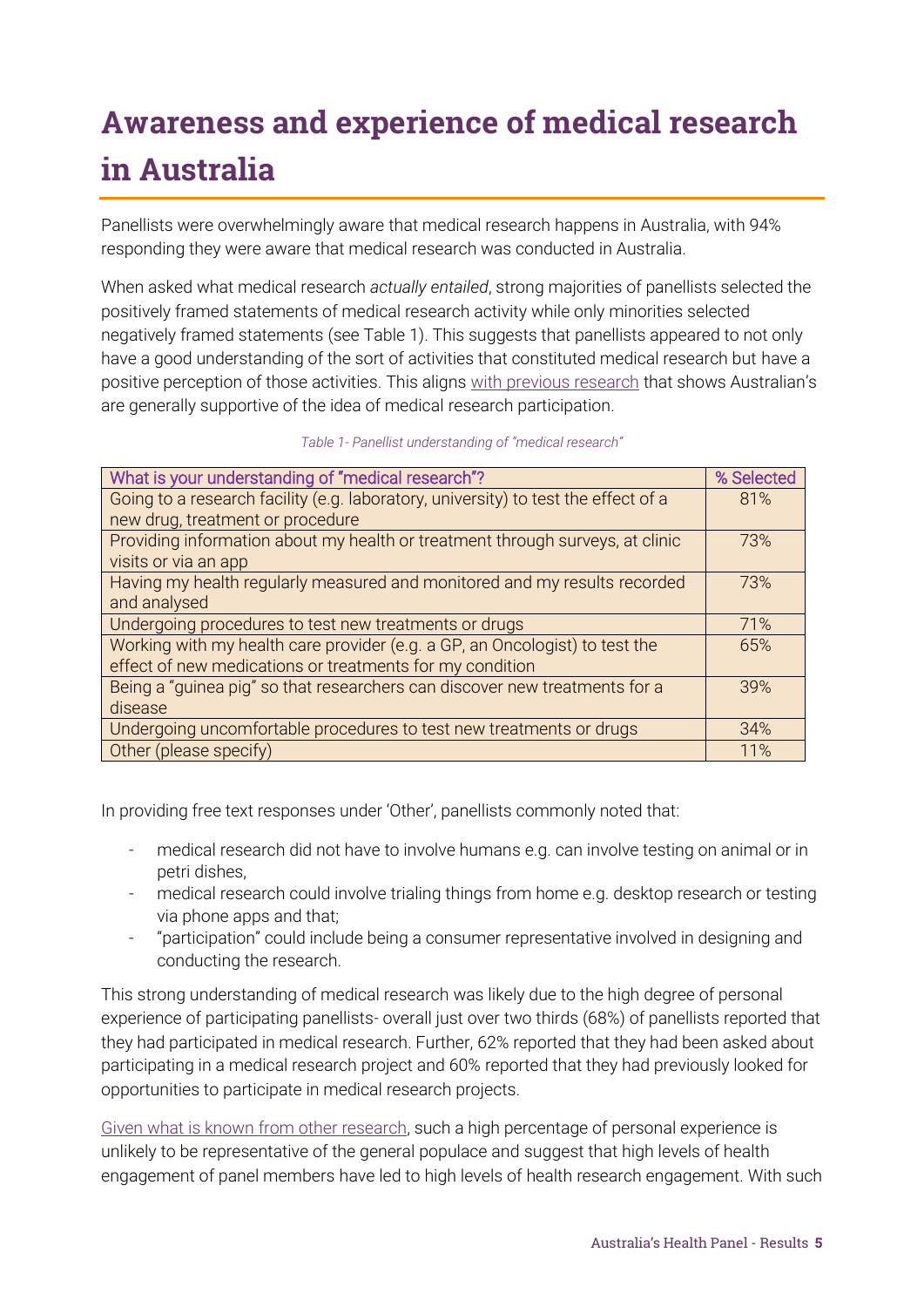# Awareness and experience of medical research in Australia

Panellists were overwhelmingly aware that medical research happens in Australia, with 94% responding they were aware that medical research was conducted in Australia.

When asked what medical research *actually entailed*, strong majorities of panellists selected the positively framed statements of medical research activity while only minorities selected negatively framed statements (see Table 1). This suggests that panellists appeared to not only have a good understanding of the sort of activities that constituted medical research but have a positive perception of those activities. This aligns with previous research that shows Australian's are generally supportive of the idea of medical research participation.

*Table 1- Panellist understanding of "medical research"*

| What is your understanding of "medical research"? | % Selected |
| --- | --- |
| Going to a research facility (e.g. laboratory, university) to test the effect of a new drug, treatment or procedure | 81% |
| Providing information about my health or treatment through surveys, at clinic visits or via an app | 73% |
| Having my health regularly measured and monitored and my results recorded and analysed | 73% |
| Undergoing procedures to test new treatments or drugs | 71% |
| Working with my health care provider (e.g. a GP, an Oncologist) to test the effect of new medications or treatments for my condition | 65% |
| Being a "guinea pig" so that researchers can discover new treatments for a disease | 39% |
| Undergoing uncomfortable procedures to test new treatments or drugs | 34% |
| Other (please specify) | 11% |

In providing free text responses under 'Other', panellists commonly noted that:

- medical research did not have to involve humans e.g. can involve testing on animal or in petri dishes,
- medical research could involve trialing things from home e.g. desktop research or testing via phone apps and that;
- "participation" could include being a consumer representative involved in designing and conducting the research.

This strong understanding of medical research was likely due to the high degree of personal experience of participating panellists- overall just over two thirds (68%) of panellists reported that they had participated in medical research. Further, 62% reported that they had been asked about participating in a medical research project and 60% reported that they had previously looked for opportunities to participate in medical research projects.

Given what is known from other research, such a high percentage of personal experience is unlikely to be representative of the general populace and suggest that high levels of health engagement of panel members have led to high levels of health research engagement. With such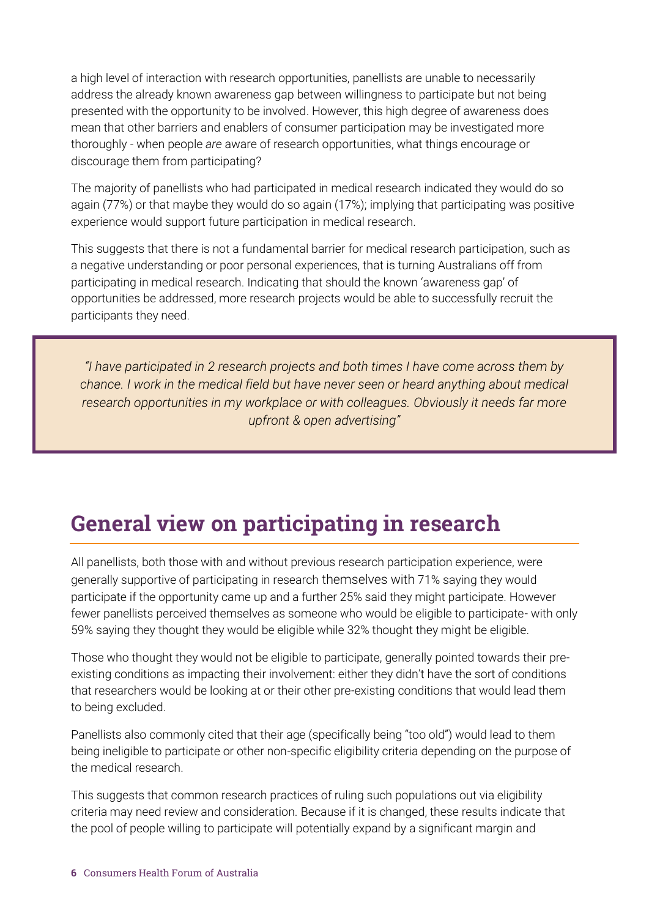a high level of interaction with research opportunities, panellists are unable to necessarily address the already known awareness gap between willingness to participate but not being presented with the opportunity to be involved. However, this high degree of awareness does mean that other barriers and enablers of consumer participation may be investigated more thoroughly - when people *are* aware of research opportunities, what things encourage or discourage them from participating?

The majority of panellists who had participated in medical research indicated they would do so again (77%) or that maybe they would do so again (17%); implying that participating was positive experience would support future participation in medical research.

This suggests that there is not a fundamental barrier for medical research participation, such as a negative understanding or poor personal experiences, that is turning Australians off from participating in medical research. Indicating that should the known 'awareness gap' of opportunities be addressed, more research projects would be able to successfully recruit the participants they need.

> *"I have participated in 2 research projects and both times I have come across them by chance. I work in the medical field but have never seen or heard anything about medical research opportunities in my workplace or with colleagues. Obviously it needs far more upfront & open advertising"*

## General view on participating in research

All panellists, both those with and without previous research participation experience, were generally supportive of participating in research themselves with 71% saying they would participate if the opportunity came up and a further 25% said they might participate. However fewer panellists perceived themselves as someone who would be eligible to participate- with only 59% saying they thought they would be eligible while 32% thought they might be eligible.

Those who thought they would not be eligible to participate, generally pointed towards their pre-existing conditions as impacting their involvement: either they didn't have the sort of conditions that researchers would be looking at or their other pre-existing conditions that would lead them to being excluded.

Panellists also commonly cited that their age (specifically being "too old") would lead to them being ineligible to participate or other non-specific eligibility criteria depending on the purpose of the medical research.

This suggests that common research practices of ruling such populations out via eligibility criteria may need review and consideration. Because if it is changed, these results indicate that the pool of people willing to participate will potentially expand by a significant margin and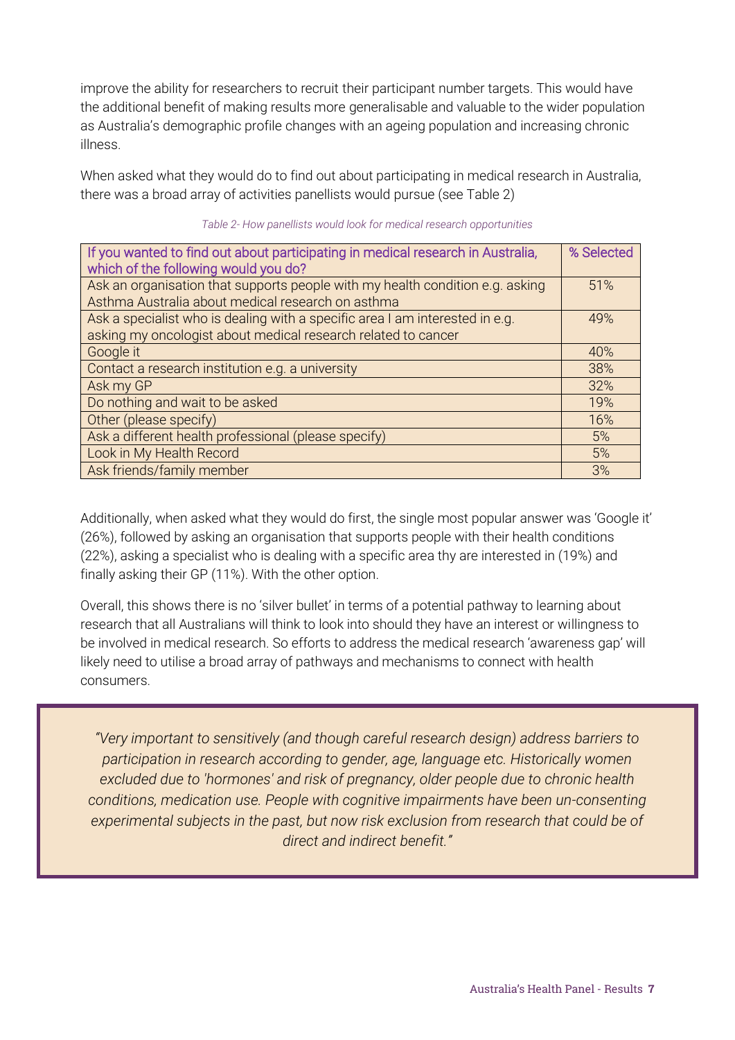improve the ability for researchers to recruit their participant number targets. This would have the additional benefit of making results more generalisable and valuable to the wider population as Australia's demographic profile changes with an ageing population and increasing chronic illness.

When asked what they would do to find out about participating in medical research in Australia, there was a broad array of activities panellists would pursue (see Table 2)

*Table 2- How panellists would look for medical research opportunities*

| If you wanted to find out about participating in medical research in Australia, which of the following would you do? | % Selected |
|---|---|
| Ask an organisation that supports people with my health condition e.g. asking Asthma Australia about medical research on asthma | 51% |
| Ask a specialist who is dealing with a specific area I am interested in e.g. asking my oncologist about medical research related to cancer | 49% |
| Google it | 40% |
| Contact a research institution e.g. a university | 38% |
| Ask my GP | 32% |
| Do nothing and wait to be asked | 19% |
| Other (please specify) | 16% |
| Ask a different health professional (please specify) | 5% |
| Look in My Health Record | 5% |
| Ask friends/family member | 3% |

Additionally, when asked what they would do first, the single most popular answer was 'Google it' (26%), followed by asking an organisation that supports people with their health conditions (22%), asking a specialist who is dealing with a specific area thy are interested in (19%) and finally asking their GP (11%). With the other option.

Overall, this shows there is no 'silver bullet' in terms of a potential pathway to learning about research that all Australians will think to look into should they have an interest or willingness to be involved in medical research. So efforts to address the medical research 'awareness gap' will likely need to utilise a broad array of pathways and mechanisms to connect with health consumers.

> *"Very important to sensitively (and though careful research design) address barriers to participation in research according to gender, age, language etc. Historically women excluded due to 'hormones' and risk of pregnancy, older people due to chronic health conditions, medication use. People with cognitive impairments have been un-consenting experimental subjects in the past, but now risk exclusion from research that could be of direct and indirect benefit."*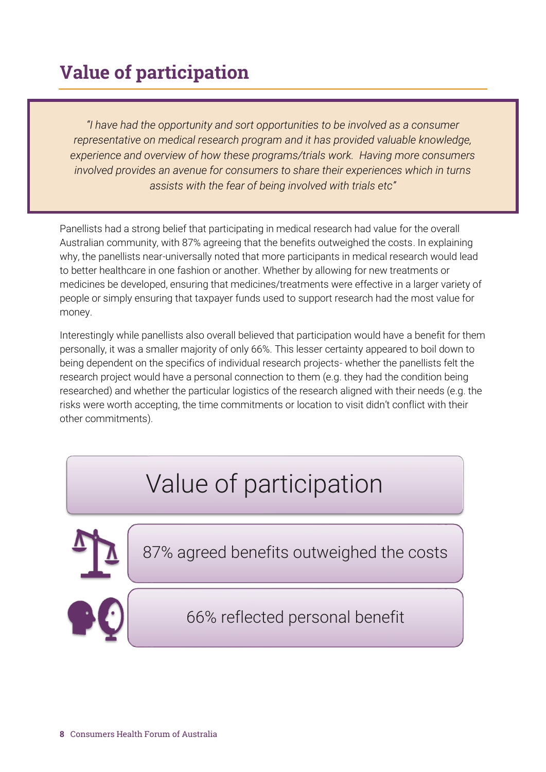## Value of participation

> *"I have had the opportunity and sort opportunities to be involved as a consumer representative on medical research program and it has provided valuable knowledge, experience and overview of how these programs/trials work. Having more consumers involved provides an avenue for consumers to share their experiences which in turns assists with the fear of being involved with trials etc"*

Panellists had a strong belief that participating in medical research had value for the overall Australian community, with 87% agreeing that the benefits outweighed the costs. In explaining why, the panellists near-universally noted that more participants in medical research would lead to better healthcare in one fashion or another. Whether by allowing for new treatments or medicines be developed, ensuring that medicines/treatments were effective in a larger variety of people or simply ensuring that taxpayer funds used to support research had the most value for money.

Interestingly while panellists also overall believed that participation would have a benefit for them personally, it was a smaller majority of only 66%. This lesser certainty appeared to boil down to being dependent on the specifics of individual research projects- whether the panellists felt the research project would have a personal connection to them (e.g. they had the condition being researched) and whether the particular logistics of the research aligned with their needs (e.g. the risks were worth accepting, the time commitments or location to visit didn't conflict with their other commitments).

### Value of participation

- 87% agreed benefits outweighed the costs
- 66% reflected personal benefit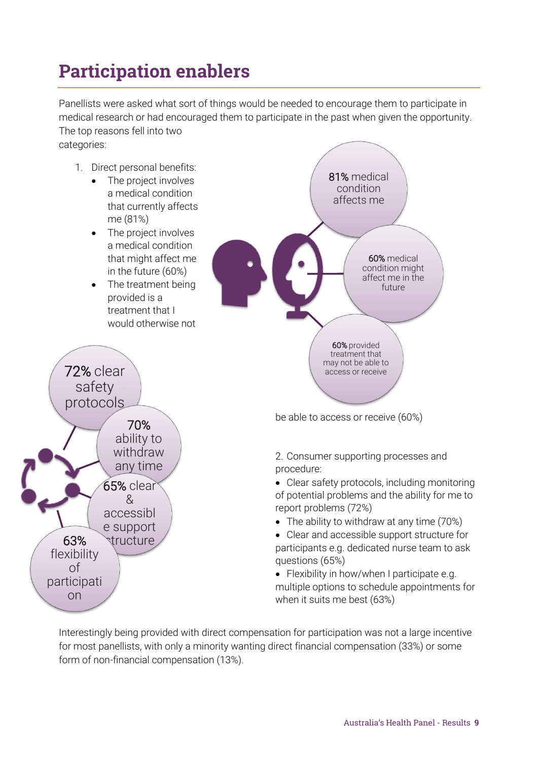# Participation enablers

Panellists were asked what sort of things would be needed to encourage them to participate in medical research or had encouraged them to participate in the past when given the opportunity. The top reasons fell into two categories:

1. Direct personal benefits:
   - The project involves a medical condition that currently affects me (81%)
   - The project involves a medical condition that might affect me in the future (60%)
   - The treatment being provided is a treatment that I would otherwise not be able to access or receive (60%)

81% medical condition affects me

60% medical condition might affect me in the future

60% provided treatment that may not be able to access or receive

2. Consumer supporting processes and procedure:
   - Clear safety protocols, including monitoring of potential problems and the ability for me to report problems (72%)
   - The ability to withdraw at any time (70%)
   - Clear and accessible support structure for participants e.g. dedicated nurse team to ask questions (65%)
   - Flexibility in how/when I participate e.g. multiple options to schedule appointments for when it suits me best (63%)

72% clear safety protocols

70% ability to withdraw any time

65% clear & accessible support structure

63% flexibility of participation

Interestingly being provided with direct compensation for participation was not a large incentive for most panellists, with only a minority wanting direct financial compensation (33%) or some form of non-financial compensation (13%).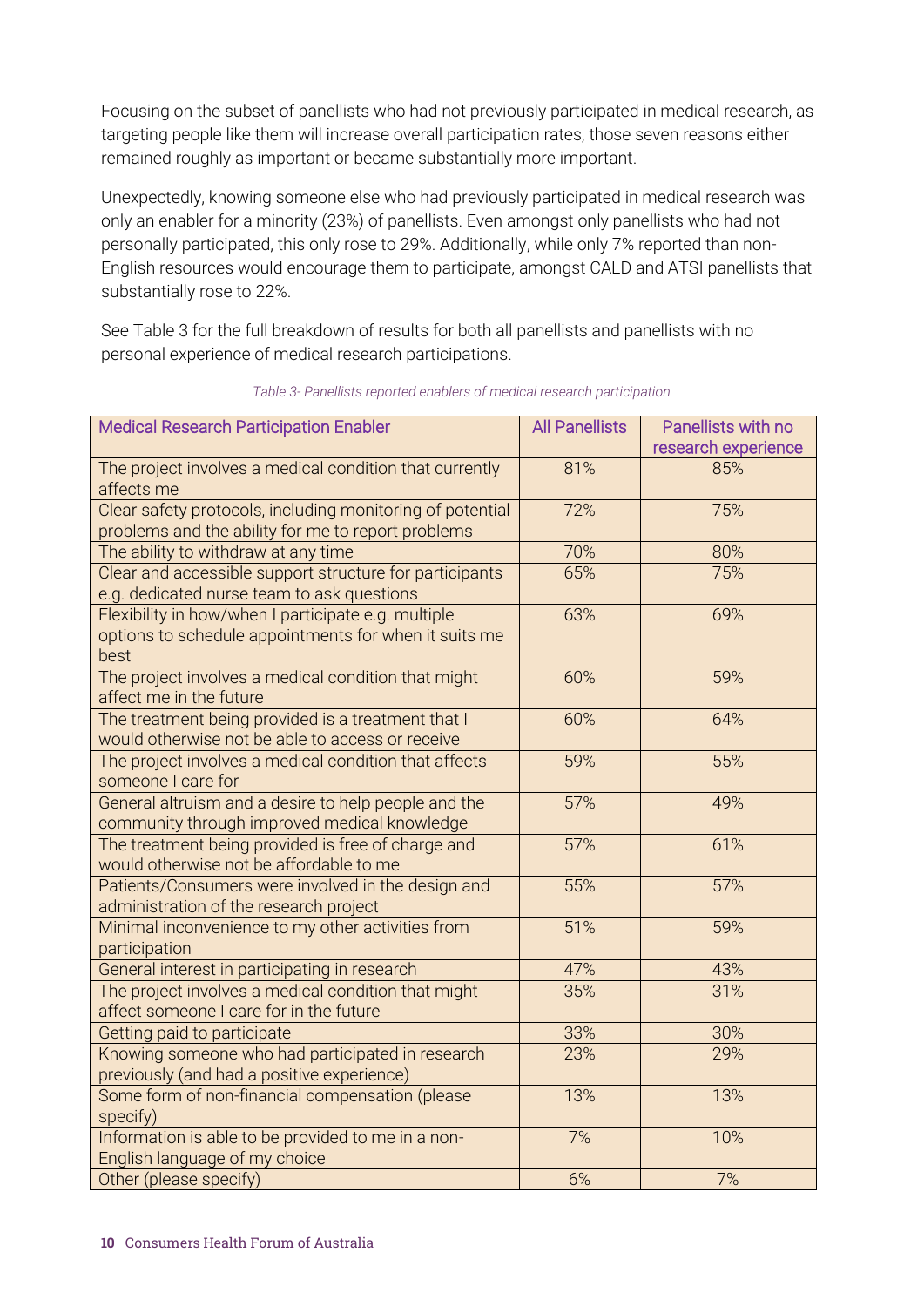Focusing on the subset of panellists who had not previously participated in medical research, as targeting people like them will increase overall participation rates, those seven reasons either remained roughly as important or became substantially more important.

Unexpectedly, knowing someone else who had previously participated in medical research was only an enabler for a minority (23%) of panellists. Even amongst only panellists who had not personally participated, this only rose to 29%. Additionally, while only 7% reported than non-English resources would encourage them to participate, amongst CALD and ATSI panellists that substantially rose to 22%.

See Table 3 for the full breakdown of results for both all panellists and panellists with no personal experience of medical research participations.

*Table 3- Panellists reported enablers of medical research participation*

| Medical Research Participation Enabler | All Panellists | Panellists with no research experience |
|---|---|---|
| The project involves a medical condition that currently affects me | 81% | 85% |
| Clear safety protocols, including monitoring of potential problems and the ability for me to report problems | 72% | 75% |
| The ability to withdraw at any time | 70% | 80% |
| Clear and accessible support structure for participants e.g. dedicated nurse team to ask questions | 65% | 75% |
| Flexibility in how/when I participate e.g. multiple options to schedule appointments for when it suits me best | 63% | 69% |
| The project involves a medical condition that might affect me in the future | 60% | 59% |
| The treatment being provided is a treatment that I would otherwise not be able to access or receive | 60% | 64% |
| The project involves a medical condition that affects someone I care for | 59% | 55% |
| General altruism and a desire to help people and the community through improved medical knowledge | 57% | 49% |
| The treatment being provided is free of charge and would otherwise not be affordable to me | 57% | 61% |
| Patients/Consumers were involved in the design and administration of the research project | 55% | 57% |
| Minimal inconvenience to my other activities from participation | 51% | 59% |
| General interest in participating in research | 47% | 43% |
| The project involves a medical condition that might affect someone I care for in the future | 35% | 31% |
| Getting paid to participate | 33% | 30% |
| Knowing someone who had participated in research previously (and had a positive experience) | 23% | 29% |
| Some form of non-financial compensation (please specify) | 13% | 13% |
| Information is able to be provided to me in a non-English language of my choice | 7% | 10% |
| Other (please specify) | 6% | 7% |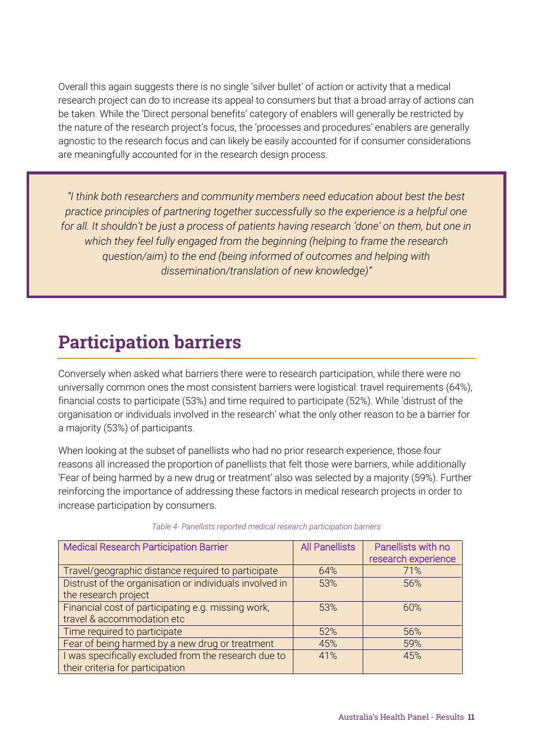Overall this again suggests there is no single 'silver bullet' of action or activity that a medical research project can do to increase its appeal to consumers but that a broad array of actions can be taken. While the 'Direct personal benefits' category of enablers will generally be restricted by the nature of the research project's focus, the 'processes and procedures' enablers are generally agnostic to the research focus and can likely be easily accounted for if consumer considerations are meaningfully accounted for in the research design process.

> *"I think both researchers and community members need education about best the best practice principles of partnering together successfully so the experience is a helpful one for all. It shouldn't be just a process of patients having research 'done' on them, but one in which they feel fully engaged from the beginning (helping to frame the research question/aim) to the end (being informed of outcomes and helping with dissemination/translation of new knowledge)"*

## Participation barriers

Conversely when asked what barriers there were to research participation, while there were no universally common ones the most consistent barriers were logistical: travel requirements (64%), financial costs to participate (53%) and time required to participate (52%). While 'distrust of the organisation or individuals involved in the research' what the only other reason to be a barrier for a majority (53%) of participants.

When looking at the subset of panellists who had no prior research experience, those four reasons all increased the proportion of panellists that felt those were barriers, while additionally 'Fear of being harmed by a new drug or treatment' also was selected by a majority (59%). Further reinforcing the importance of addressing these factors in medical research projects in order to increase participation by consumers.

*Table 4- Panellists reported medical research participation barriers*

| Medical Research Participation Barrier | All Panellists | Panellists with no research experience |
|---|---|---|
| Travel/geographic distance required to participate | 64% | 71% |
| Distrust of the organisation or individuals involved in the research project | 53% | 56% |
| Financial cost of participating e.g. missing work, travel & accommodation etc | 53% | 60% |
| Time required to participate | 52% | 56% |
| Fear of being harmed by a new drug or treatment | 45% | 59% |
| I was specifically excluded from the research due to their criteria for participation | 41% | 45% |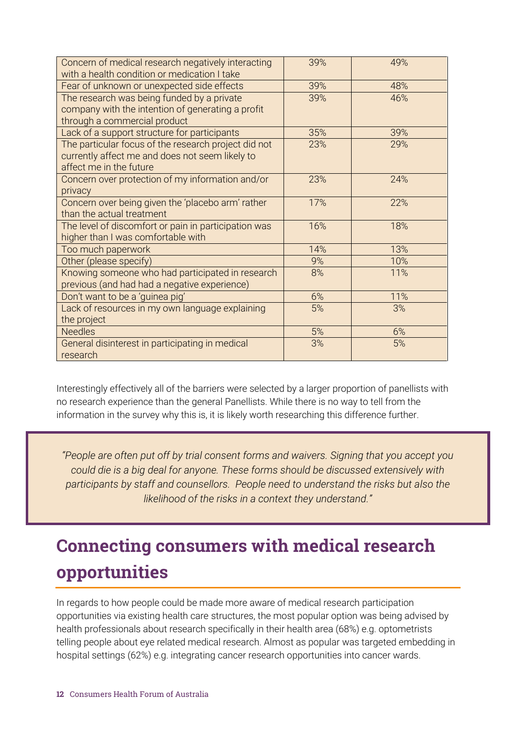| | | |
|---|---|---|
| Concern of medical research negatively interacting with a health condition or medication I take | 39% | 49% |
| Fear of unknown or unexpected side effects | 39% | 48% |
| The research was being funded by a private company with the intention of generating a profit through a commercial product | 39% | 46% |
| Lack of a support structure for participants | 35% | 39% |
| The particular focus of the research project did not currently affect me and does not seem likely to affect me in the future | 23% | 29% |
| Concern over protection of my information and/or privacy | 23% | 24% |
| Concern over being given the 'placebo arm' rather than the actual treatment | 17% | 22% |
| The level of discomfort or pain in participation was higher than I was comfortable with | 16% | 18% |
| Too much paperwork | 14% | 13% |
| Other (please specify) | 9% | 10% |
| Knowing someone who had participated in research previous (and had had a negative experience) | 8% | 11% |
| Don't want to be a 'guinea pig' | 6% | 11% |
| Lack of resources in my own language explaining the project | 5% | 3% |
| Needles | 5% | 6% |
| General disinterest in participating in medical research | 3% | 5% |

Interestingly effectively all of the barriers were selected by a larger proportion of panellists with no research experience than the general Panellists. While there is no way to tell from the information in the survey why this is, it is likely worth researching this difference further.

> *"People are often put off by trial consent forms and waivers. Signing that you accept you could die is a big deal for anyone. These forms should be discussed extensively with participants by staff and counsellors. People need to understand the risks but also the likelihood of the risks in a context they understand."*

## Connecting consumers with medical research opportunities

In regards to how people could be made more aware of medical research participation opportunities via existing health care structures, the most popular option was being advised by health professionals about research specifically in their health area (68%) e.g. optometrists telling people about eye related medical research. Almost as popular was targeted embedding in hospital settings (62%) e.g. integrating cancer research opportunities into cancer wards.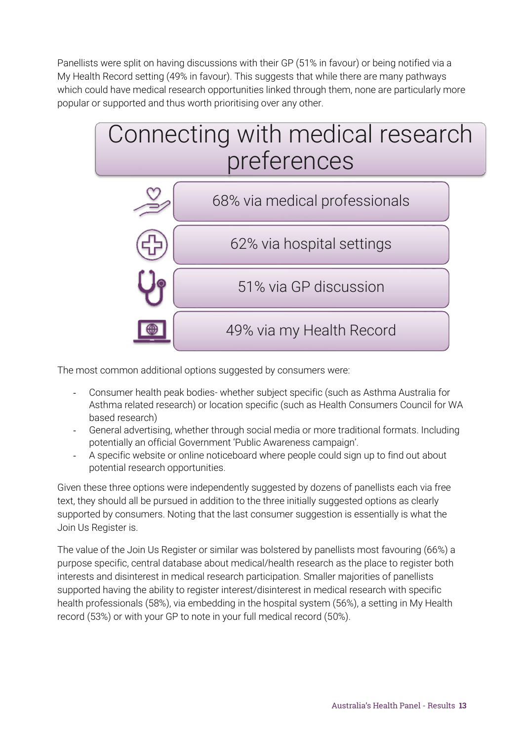Panellists were split on having discussions with their GP (51% in favour) or being notified via a My Health Record setting (49% in favour). This suggests that while there are many pathways which could have medical research opportunities linked through them, none are particularly more popular or supported and thus worth prioritising over any other.

## Connecting with medical research preferences

- 68% via medical professionals
- 62% via hospital settings
- 51% via GP discussion
- 49% via my Health Record

The most common additional options suggested by consumers were:

- Consumer health peak bodies- whether subject specific (such as Asthma Australia for Asthma related research) or location specific (such as Health Consumers Council for WA based research)
- General advertising, whether through social media or more traditional formats. Including potentially an official Government 'Public Awareness campaign'.
- A specific website or online noticeboard where people could sign up to find out about potential research opportunities.

Given these three options were independently suggested by dozens of panellists each via free text, they should all be pursued in addition to the three initially suggested options as clearly supported by consumers. Noting that the last consumer suggestion is essentially is what the Join Us Register is.

The value of the Join Us Register or similar was bolstered by panellists most favouring (66%) a purpose specific, central database about medical/health research as the place to register both interests and disinterest in medical research participation. Smaller majorities of panellists supported having the ability to register interest/disinterest in medical research with specific health professionals (58%), via embedding in the hospital system (56%), a setting in My Health record (53%) or with your GP to note in your full medical record (50%).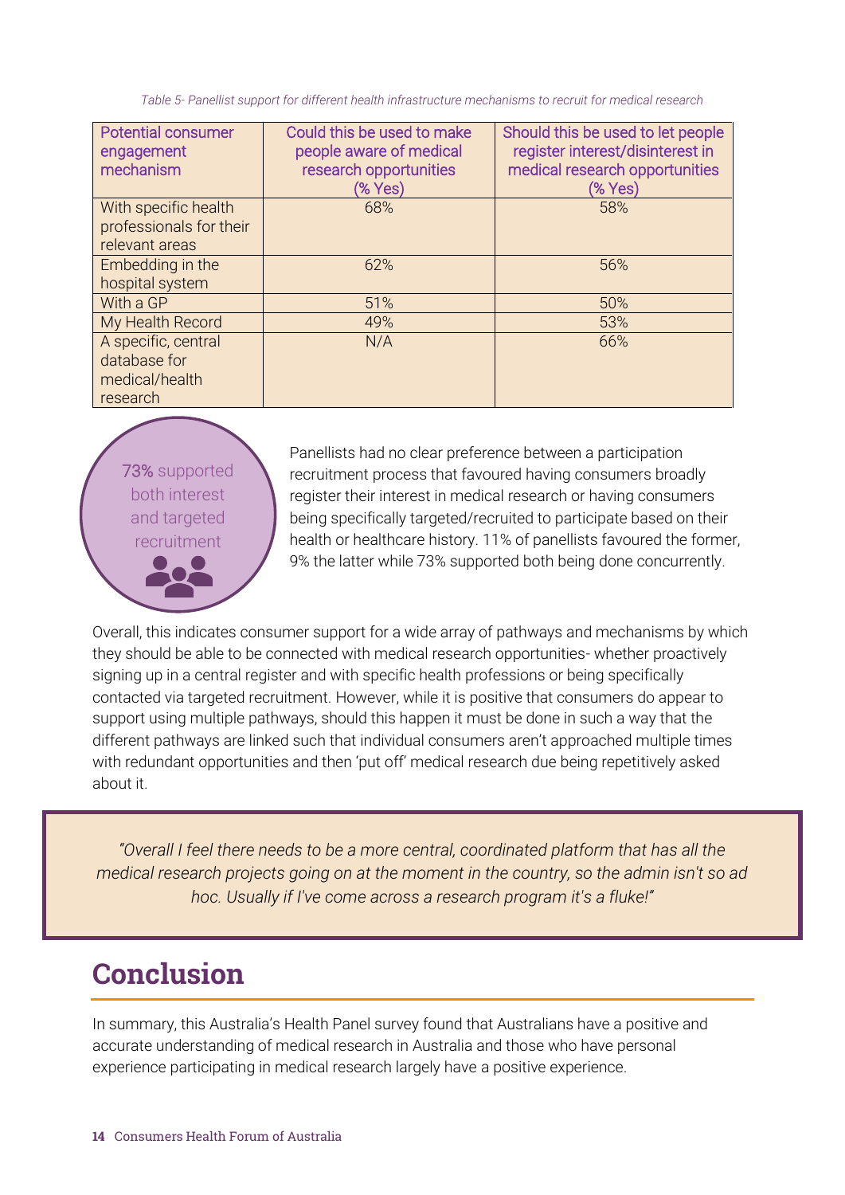*Table 5- Panellist support for different health infrastructure mechanisms to recruit for medical research*

| Potential consumer engagement mechanism | Could this be used to make people aware of medical research opportunities (% Yes) | Should this be used to let people register interest/disinterest in medical research opportunities (% Yes) |
|---|---|---|
| With specific health professionals for their relevant areas | 68% | 58% |
| Embedding in the hospital system | 62% | 56% |
| With a GP | 51% | 50% |
| My Health Record | 49% | 53% |
| A specific, central database for medical/health research | N/A | 66% |

**73%** supported both interest and targeted recruitment

Panellists had no clear preference between a participation recruitment process that favoured having consumers broadly register their interest in medical research or having consumers being specifically targeted/recruited to participate based on their health or healthcare history. 11% of panellists favoured the former, 9% the latter while 73% supported both being done concurrently.

Overall, this indicates consumer support for a wide array of pathways and mechanisms by which they should be able to be connected with medical research opportunities- whether proactively signing up in a central register and with specific health professions or being specifically contacted via targeted recruitment. However, while it is positive that consumers do appear to support using multiple pathways, should this happen it must be done in such a way that the different pathways are linked such that individual consumers aren't approached multiple times with redundant opportunities and then 'put off' medical research due being repetitively asked about it.

> *"Overall I feel there needs to be a more central, coordinated platform that has all the medical research projects going on at the moment in the country, so the admin isn't so ad hoc. Usually if I've come across a research program it's a fluke!"*

# Conclusion

In summary, this Australia's Health Panel survey found that Australians have a positive and accurate understanding of medical research in Australia and those who have personal experience participating in medical research largely have a positive experience.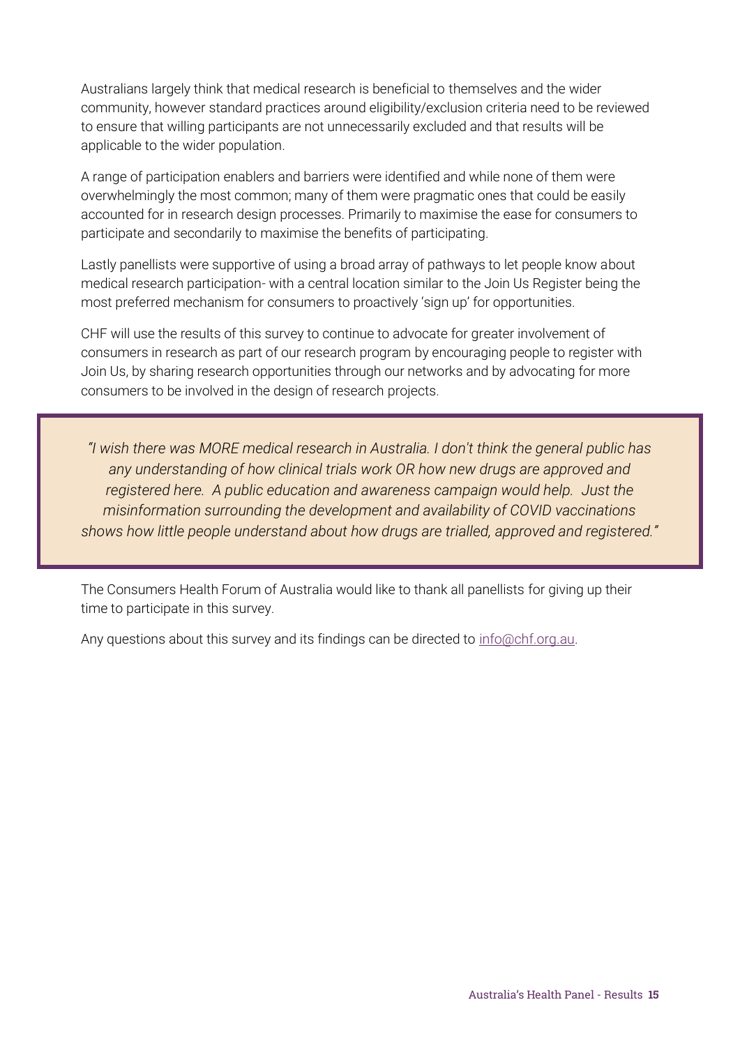Australians largely think that medical research is beneficial to themselves and the wider community, however standard practices around eligibility/exclusion criteria need to be reviewed to ensure that willing participants are not unnecessarily excluded and that results will be applicable to the wider population.

A range of participation enablers and barriers were identified and while none of them were overwhelmingly the most common; many of them were pragmatic ones that could be easily accounted for in research design processes. Primarily to maximise the ease for consumers to participate and secondarily to maximise the benefits of participating.

Lastly panellists were supportive of using a broad array of pathways to let people know about medical research participation- with a central location similar to the Join Us Register being the most preferred mechanism for consumers to proactively 'sign up' for opportunities.

CHF will use the results of this survey to continue to advocate for greater involvement of consumers in research as part of our research program by encouraging people to register with Join Us, by sharing research opportunities through our networks and by advocating for more consumers to be involved in the design of research projects.

> *"I wish there was MORE medical research in Australia. I don't think the general public has any understanding of how clinical trials work OR how new drugs are approved and registered here. A public education and awareness campaign would help. Just the misinformation surrounding the development and availability of COVID vaccinations shows how little people understand about how drugs are trialled, approved and registered."*

The Consumers Health Forum of Australia would like to thank all panellists for giving up their time to participate in this survey.

Any questions about this survey and its findings can be directed to info@chf.org.au.